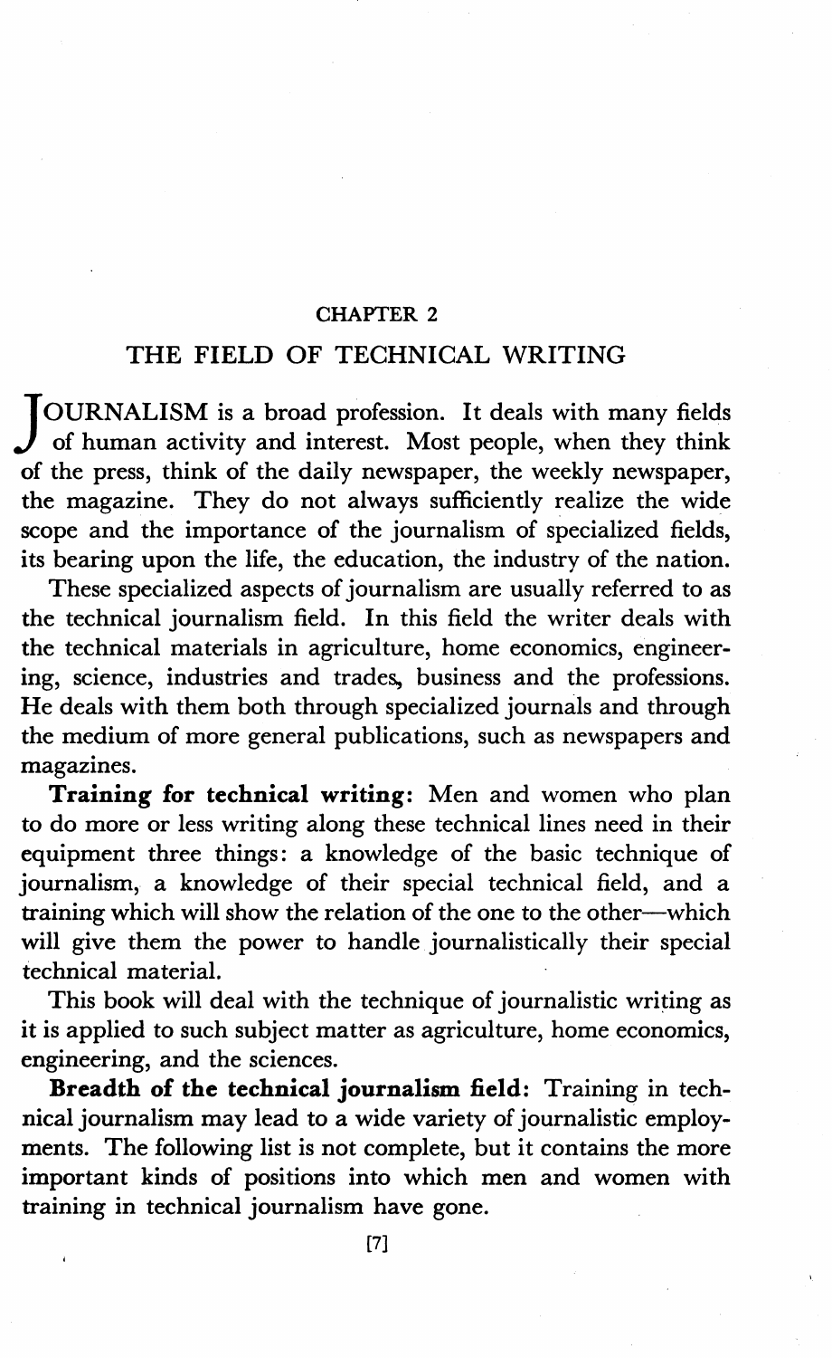# CHAPTER 2

## THE FIELD OF TECHNICAL WRITING

JOURNALISM is a broad profession. It deals with many fields of human activity and interest. Most people, when they think of the press, think of the daily newspaper, the weekly newspaper, the magazine. They do not always sufficiently realize the wide scope and the importance of the journalism of specialized fields, its bearing upon the life, the education, the industry of the nation.

These specialized aspects of journalism are usually referred to as the technical journalism field. In this field the writer deals with the technical materials in agriculture, home economics, engineering, science, industries and trades, business and the professions. He deals with them both through specialized journals and through the medium of more general publications, such as newspapers and magazines.

**Training for technical writing:** Men and women who plan to do more or less writing along these technical lines need in their equipment three things: a knowledge of the basic technique of journalism, a knowledge of their special technical field, and a training which will show the relation of the one to the other—which will give them the power to handle journalistically their special technical material.

This book will deal with the technique of journalistic writing as it is applied to such subject matter as agriculture, home economics, engineering, and the sciences.

**Breadth of the technical journalism field:** Training in technical journalism may lead to a wide variety of journalistic employments. The following list is not complete, but it contains the more important kinds of positions into which men and women with training in technical journalism have gone.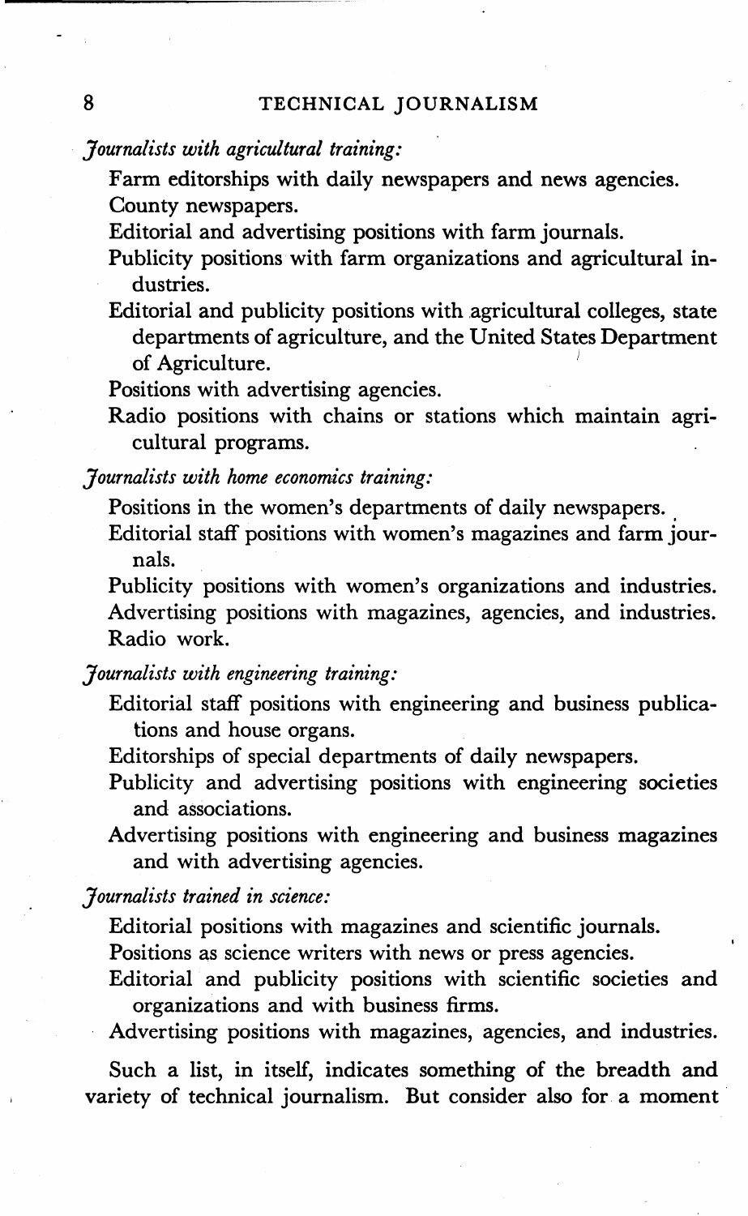*Journalists with agricultural training:*

- Farm editorships with daily newspapers and news agencies.
- County newspapers.
- Editorial and advertising positions with farm journals.
- Publicity positions with farm organizations and agricultural industries.
- Editorial and publicity positions with agricultural colleges, state departments of agriculture, and the United States Department of Agriculture.
- Positions with advertising agencies.
- Radio positions with chains or stations which maintain agricultural programs.

*Journalists with home economics training:*

- Positions in the women's departments of daily newspapers.
- Editorial staff positions with women's magazines and farm journals.
- Publicity positions with women's organizations and industries.
- Advertising positions with magazines, agencies, and industries.
- Radio work.

*Journalists with engineering training:*

- Editorial staff positions with engineering and business publications and house organs.
- Editorships of special departments of daily newspapers.
- Publicity and advertising positions with engineering societies and associations.
- Advertising positions with engineering and business magazines and with advertising agencies.

*Journalists trained in science:*

- Editorial positions with magazines and scientific journals.
- Positions as science writers with news or press agencies.
- Editorial and publicity positions with scientific societies and organizations and with business firms.
- Advertising positions with magazines, agencies, and industries.

Such a list, in itself, indicates something of the breadth and variety of technical journalism. But consider also for a moment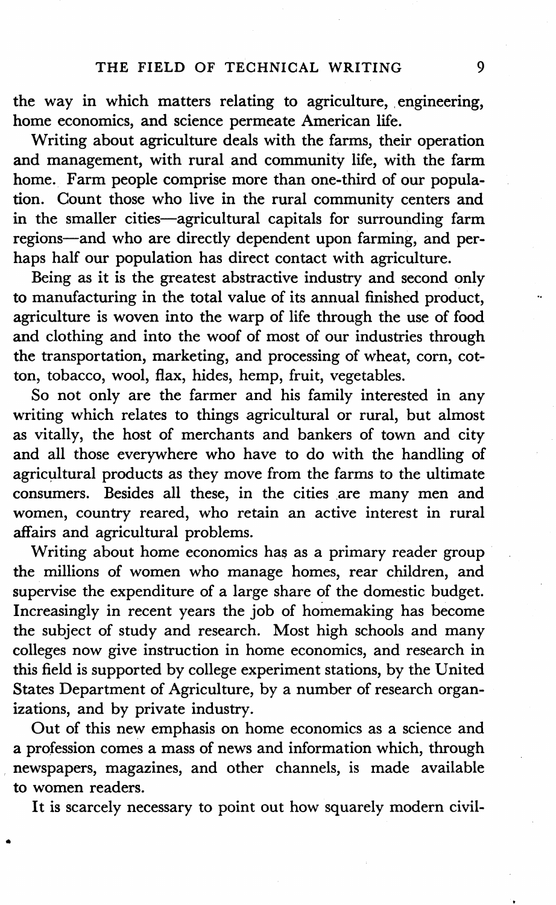the way in which matters relating to agriculture, engineering, home economics, and science permeate American life.

Writing about agriculture deals with the farms, their operation and management, with rural and community life, with the farm home. Farm people comprise more than one-third of our population. Count those who live in the rural community centers and in the smaller cities—agricultural capitals for surrounding farm regions—and who are directly dependent upon farming, and perhaps half our population has direct contact with agriculture.

Being as it is the greatest abstractive industry and second only to manufacturing in the total value of its annual finished product, agriculture is woven into the warp of life through the use of food and clothing and into the woof of most of our industries through the transportation, marketing, and processing of wheat, corn, cotton, tobacco, wool, flax, hides, hemp, fruit, vegetables.

So not only are the farmer and his family interested in any writing which relates to things agricultural or rural, but almost as vitally, the host of merchants and bankers of town and city and all those everywhere who have to do with the handling of agricultural products as they move from the farms to the ultimate consumers. Besides all these, in the cities are many men and women, country reared, who retain an active interest in rural affairs and agricultural problems.

Writing about home economics has as a primary reader group the millions of women who manage homes, rear children, and supervise the expenditure of a large share of the domestic budget. Increasingly in recent years the job of homemaking has become the subject of study and research. Most high schools and many colleges now give instruction in home economics, and research in this field is supported by college experiment stations, by the United States Department of Agriculture, by a number of research organizations, and by private industry.

Out of this new emphasis on home economics as a science and a profession comes a mass of news and information which, through newspapers, magazines, and other channels, is made available to women readers.

It is scarcely necessary to point out how squarely modern civil-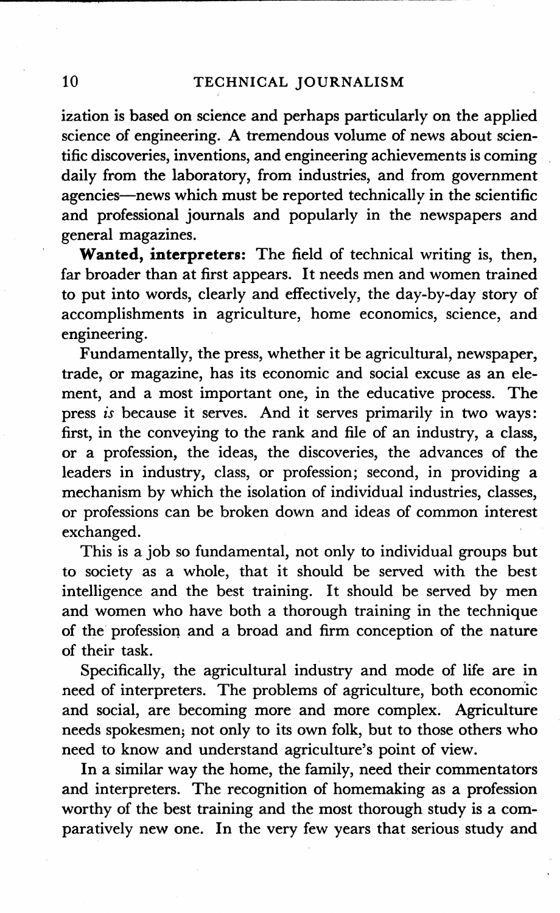ization is based on science and perhaps particularly on the applied science of engineering. A tremendous volume of news about scientific discoveries, inventions, and engineering achievements is coming daily from the laboratory, from industries, and from government agencies—news which must be reported technically in the scientific and professional journals and popularly in the newspapers and general magazines.

**Wanted, interpreters:** The field of technical writing is, then, far broader than at first appears. It needs men and women trained to put into words, clearly and effectively, the day-by-day story of accomplishments in agriculture, home economics, science, and engineering.

Fundamentally, the press, whether it be agricultural, newspaper, trade, or magazine, has its economic and social excuse as an element, and a most important one, in the educative process. The press *is* because it serves. And it serves primarily in two ways: first, in the conveying to the rank and file of an industry, a class, or a profession, the ideas, the discoveries, the advances of the leaders in industry, class, or profession; second, in providing a mechanism by which the isolation of individual industries, classes, or professions can be broken down and ideas of common interest exchanged.

This is a job so fundamental, not only to individual groups but to society as a whole, that it should be served with the best intelligence and the best training. It should be served by men and women who have both a thorough training in the technique of the profession and a broad and firm conception of the nature of their task.

Specifically, the agricultural industry and mode of life are in need of interpreters. The problems of agriculture, both economic and social, are becoming more and more complex. Agriculture needs spokesmen; not only to its own folk, but to those others who need to know and understand agriculture's point of view.

In a similar way the home, the family, need their commentators and interpreters. The recognition of homemaking as a profession worthy of the best training and the most thorough study is a comparatively new one. In the very few years that serious study and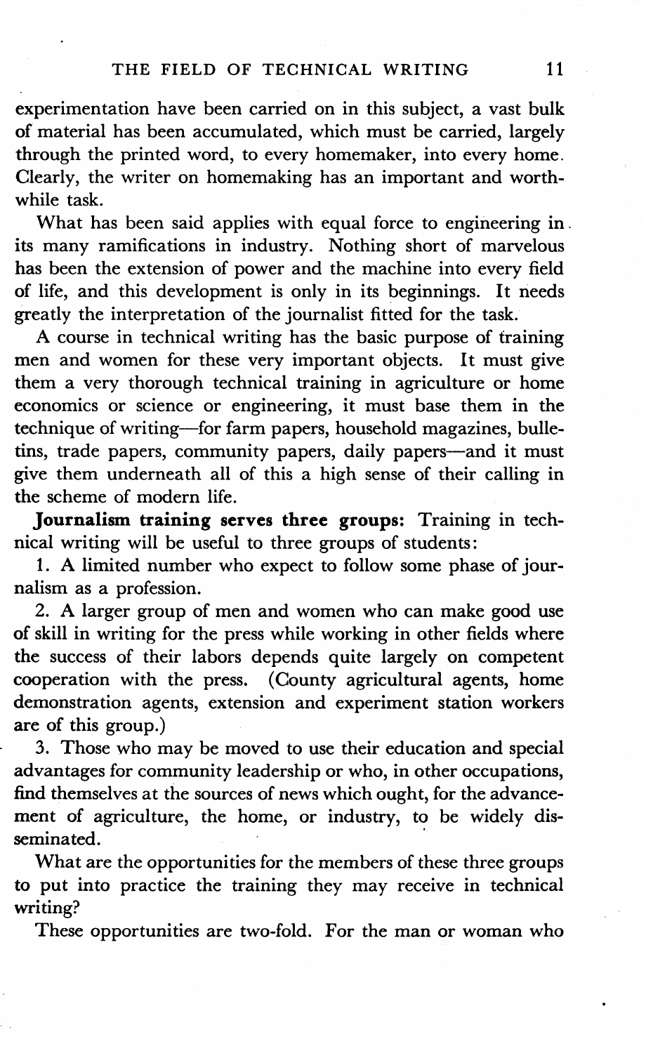experimentation have been carried on in this subject, a vast bulk of material has been accumulated, which must be carried, largely through the printed word, to every homemaker, into every home. Clearly, the writer on homemaking has an important and worthwhile task.

What has been said applies with equal force to engineering in its many ramifications in industry. Nothing short of marvelous has been the extension of power and the machine into every field of life, and this development is only in its beginnings. It needs greatly the interpretation of the journalist fitted for the task.

A course in technical writing has the basic purpose of training men and women for these very important objects. It must give them a very thorough technical training in agriculture or home economics or science or engineering, it must base them in the technique of writing—for farm papers, household magazines, bulletins, trade papers, community papers, daily papers—and it must give them underneath all of this a high sense of their calling in the scheme of modern life.

**Journalism training serves three groups:** Training in technical writing will be useful to three groups of students:

1. A limited number who expect to follow some phase of journalism as a profession.

2. A larger group of men and women who can make good use of skill in writing for the press while working in other fields where the success of their labors depends quite largely on competent cooperation with the press. (County agricultural agents, home demonstration agents, extension and experiment station workers are of this group.)

3. Those who may be moved to use their education and special advantages for community leadership or who, in other occupations, find themselves at the sources of news which ought, for the advancement of agriculture, the home, or industry, to be widely disseminated.

What are the opportunities for the members of these three groups to put into practice the training they may receive in technical writing?

These opportunities are two-fold. For the man or woman who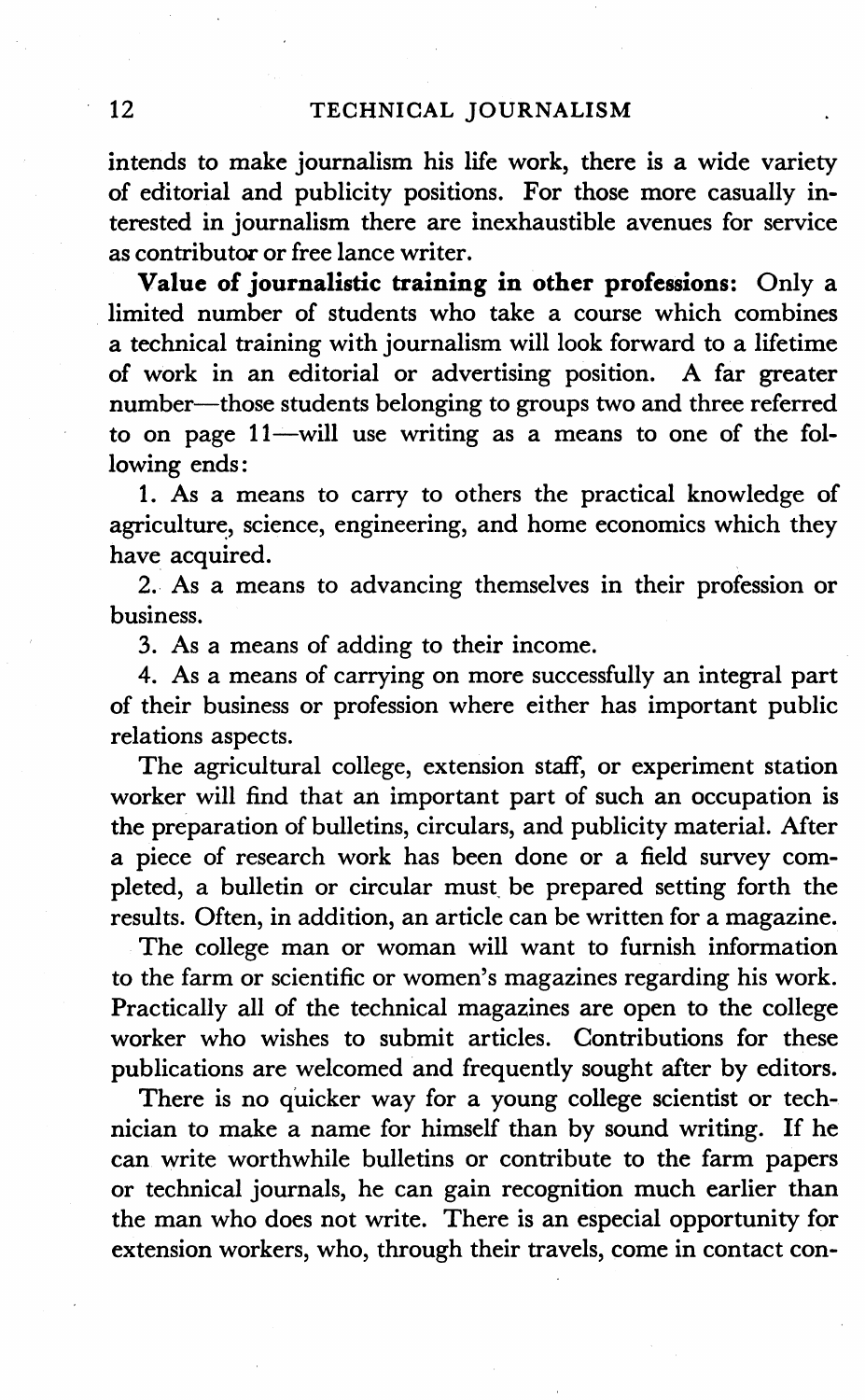intends to make journalism his life work, there is a wide variety of editorial and publicity positions. For those more casually interested in journalism there are inexhaustible avenues for service as contributor or free lance writer.

**Value of journalistic training in other professions:** Only a limited number of students who take a course which combines a technical training with journalism will look forward to a lifetime of work in an editorial or advertising position. A far greater number—those students belonging to groups two and three referred to on page 11—will use writing as a means to one of the following ends:

1. As a means to carry to others the practical knowledge of agriculture, science, engineering, and home economics which they have acquired.
2. As a means to advancing themselves in their profession or business.
3. As a means of adding to their income.
4. As a means of carrying on more successfully an integral part of their business or profession where either has important public relations aspects.

The agricultural college, extension staff, or experiment station worker will find that an important part of such an occupation is the preparation of bulletins, circulars, and publicity material. After a piece of research work has been done or a field survey completed, a bulletin or circular must be prepared setting forth the results. Often, in addition, an article can be written for a magazine.

The college man or woman will want to furnish information to the farm or scientific or women's magazines regarding his work. Practically all of the technical magazines are open to the college worker who wishes to submit articles. Contributions for these publications are welcomed and frequently sought after by editors.

There is no quicker way for a young college scientist or technician to make a name for himself than by sound writing. If he can write worthwhile bulletins or contribute to the farm papers or technical journals, he can gain recognition much earlier than the man who does not write. There is an especial opportunity for extension workers, who, through their travels, come in contact con-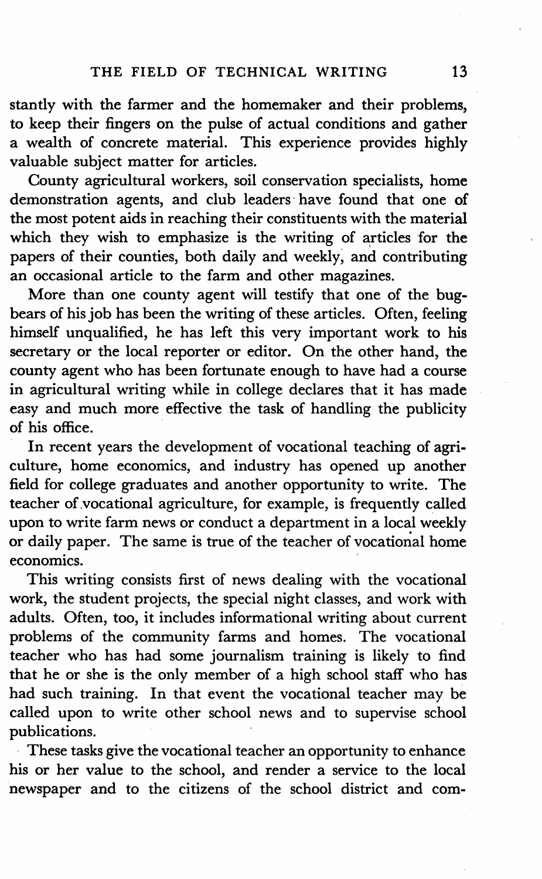stantly with the farmer and the homemaker and their problems, to keep their fingers on the pulse of actual conditions and gather a wealth of concrete material. This experience provides highly valuable subject matter for articles.

County agricultural workers, soil conservation specialists, home demonstration agents, and club leaders have found that one of the most potent aids in reaching their constituents with the material which they wish to emphasize is the writing of articles for the papers of their counties, both daily and weekly, and contributing an occasional article to the farm and other magazines.

More than one county agent will testify that one of the bugbears of his job has been the writing of these articles. Often, feeling himself unqualified, he has left this very important work to his secretary or the local reporter or editor. On the other hand, the county agent who has been fortunate enough to have had a course in agricultural writing while in college declares that it has made easy and much more effective the task of handling the publicity of his office.

In recent years the development of vocational teaching of agriculture, home economics, and industry has opened up another field for college graduates and another opportunity to write. The teacher of vocational agriculture, for example, is frequently called upon to write farm news or conduct a department in a local weekly or daily paper. The same is true of the teacher of vocational home economics.

This writing consists first of news dealing with the vocational work, the student projects, the special night classes, and work with adults. Often, too, it includes informational writing about current problems of the community farms and homes. The vocational teacher who has had some journalism training is likely to find that he or she is the only member of a high school staff who has had such training. In that event the vocational teacher may be called upon to write other school news and to supervise school publications.

These tasks give the vocational teacher an opportunity to enhance his or her value to the school, and render a service to the local newspaper and to the citizens of the school district and com-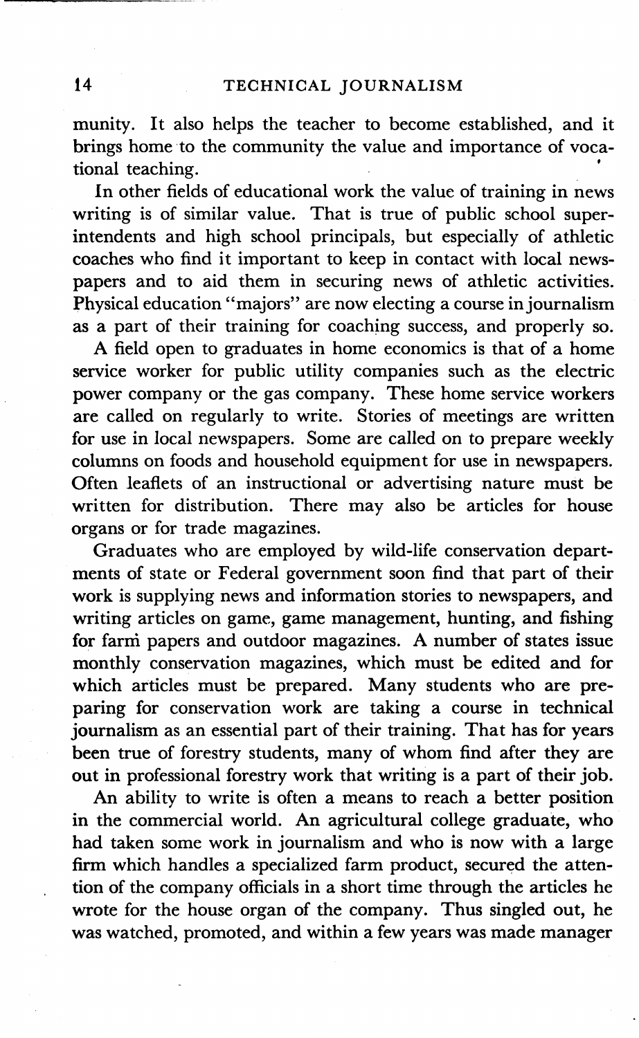munity. It also helps the teacher to become established, and it brings home to the community the value and importance of vocational teaching.

In other fields of educational work the value of training in news writing is of similar value. That is true of public school superintendents and high school principals, but especially of athletic coaches who find it important to keep in contact with local newspapers and to aid them in securing news of athletic activities. Physical education "majors" are now electing a course in journalism as a part of their training for coaching success, and properly so.

A field open to graduates in home economics is that of a home service worker for public utility companies such as the electric power company or the gas company. These home service workers are called on regularly to write. Stories of meetings are written for use in local newspapers. Some are called on to prepare weekly columns on foods and household equipment for use in newspapers. Often leaflets of an instructional or advertising nature must be written for distribution. There may also be articles for house organs or for trade magazines.

Graduates who are employed by wild-life conservation departments of state or Federal government soon find that part of their work is supplying news and information stories to newspapers, and writing articles on game, game management, hunting, and fishing for farm papers and outdoor magazines. A number of states issue monthly conservation magazines, which must be edited and for which articles must be prepared. Many students who are preparing for conservation work are taking a course in technical journalism as an essential part of their training. That has for years been true of forestry students, many of whom find after they are out in professional forestry work that writing is a part of their job.

An ability to write is often a means to reach a better position in the commercial world. An agricultural college graduate, who had taken some work in journalism and who is now with a large firm which handles a specialized farm product, secured the attention of the company officials in a short time through the articles he wrote for the house organ of the company. Thus singled out, he was watched, promoted, and within a few years was made manager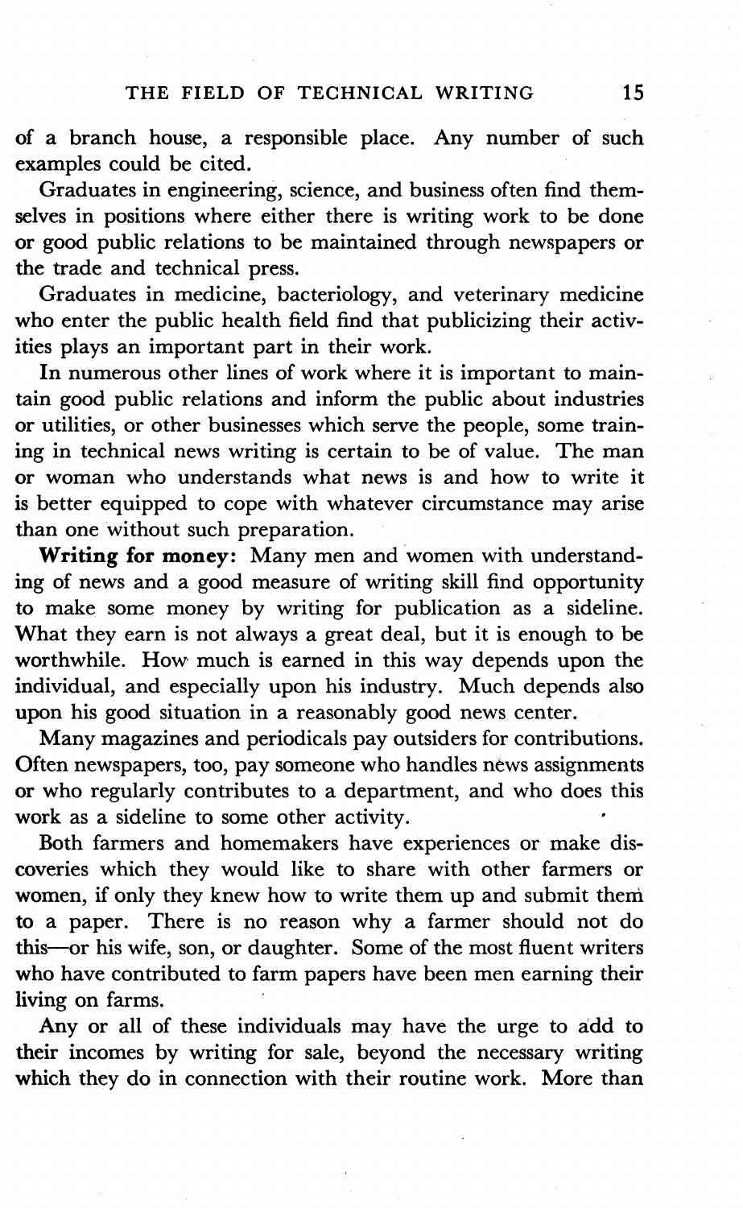of a branch house, a responsible place. Any number of such examples could be cited.

Graduates in engineering, science, and business often find themselves in positions where either there is writing work to be done or good public relations to be maintained through newspapers or the trade and technical press.

Graduates in medicine, bacteriology, and veterinary medicine who enter the public health field find that publicizing their activities plays an important part in their work.

In numerous other lines of work where it is important to maintain good public relations and inform the public about industries or utilities, or other businesses which serve the people, some training in technical news writing is certain to be of value. The man or woman who understands what news is and how to write it is better equipped to cope with whatever circumstance may arise than one without such preparation.

**Writing for money:** Many men and women with understanding of news and a good measure of writing skill find opportunity to make some money by writing for publication as a sideline. What they earn is not always a great deal, but it is enough to be worthwhile. How much is earned in this way depends upon the individual, and especially upon his industry. Much depends also upon his good situation in a reasonably good news center.

Many magazines and periodicals pay outsiders for contributions. Often newspapers, too, pay someone who handles news assignments or who regularly contributes to a department, and who does this work as a sideline to some other activity.

Both farmers and homemakers have experiences or make discoveries which they would like to share with other farmers or women, if only they knew how to write them up and submit them to a paper. There is no reason why a farmer should not do this—or his wife, son, or daughter. Some of the most fluent writers who have contributed to farm papers have been men earning their living on farms.

Any or all of these individuals may have the urge to add to their incomes by writing for sale, beyond the necessary writing which they do in connection with their routine work. More than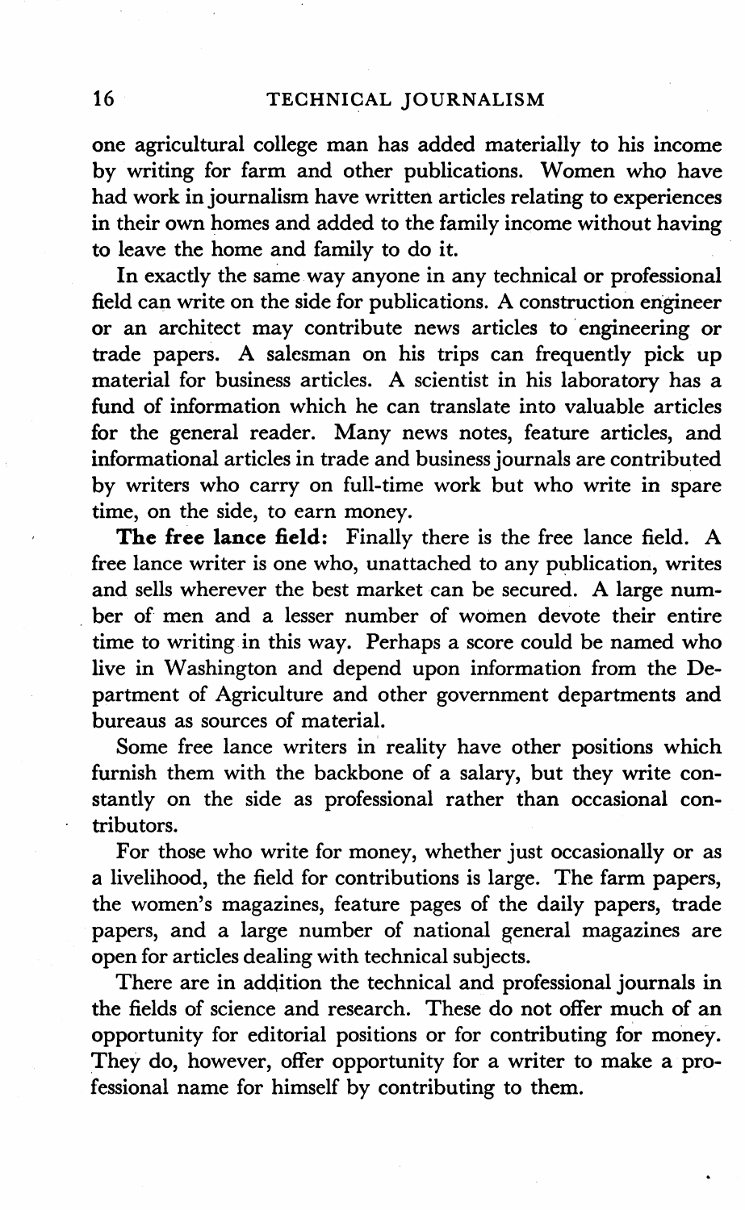one agricultural college man has added materially to his income by writing for farm and other publications. Women who have had work in journalism have written articles relating to experiences in their own homes and added to the family income without having to leave the home and family to do it.

In exactly the same way anyone in any technical or professional field can write on the side for publications. A construction engineer or an architect may contribute news articles to engineering or trade papers. A salesman on his trips can frequently pick up material for business articles. A scientist in his laboratory has a fund of information which he can translate into valuable articles for the general reader. Many news notes, feature articles, and informational articles in trade and business journals are contributed by writers who carry on full-time work but who write in spare time, on the side, to earn money.

**The free lance field:** Finally there is the free lance field. A free lance writer is one who, unattached to any publication, writes and sells wherever the best market can be secured. A large number of men and a lesser number of women devote their entire time to writing in this way. Perhaps a score could be named who live in Washington and depend upon information from the Department of Agriculture and other government departments and bureaus as sources of material.

Some free lance writers in reality have other positions which furnish them with the backbone of a salary, but they write constantly on the side as professional rather than occasional contributors.

For those who write for money, whether just occasionally or as a livelihood, the field for contributions is large. The farm papers, the women's magazines, feature pages of the daily papers, trade papers, and a large number of national general magazines are open for articles dealing with technical subjects.

There are in addition the technical and professional journals in the fields of science and research. These do not offer much of an opportunity for editorial positions or for contributing for money. They do, however, offer opportunity for a writer to make a professional name for himself by contributing to them.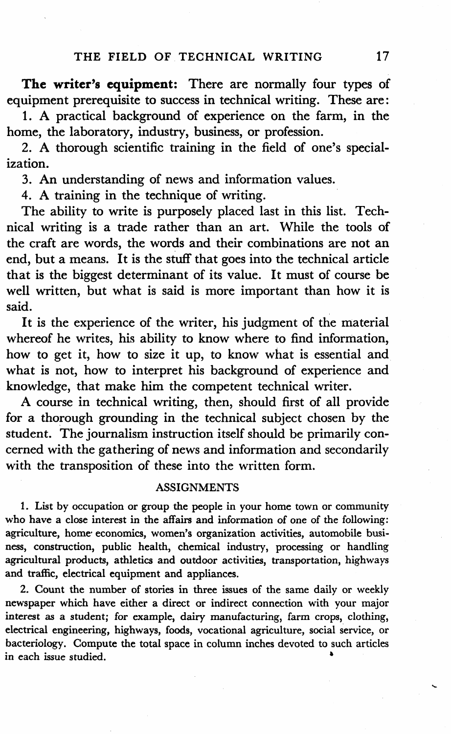**The writer's equipment:** There are normally four types of equipment prerequisite to success in technical writing. These are:

1. A practical background of experience on the farm, in the home, the laboratory, industry, business, or profession.
2. A thorough scientific training in the field of one's specialization.
3. An understanding of news and information values.
4. A training in the technique of writing.

The ability to write is purposely placed last in this list. Technical writing is a trade rather than an art. While the tools of the craft are words, the words and their combinations are not an end, but a means. It is the stuff that goes into the technical article that is the biggest determinant of its value. It must of course be well written, but what is said is more important than how it is said.

It is the experience of the writer, his judgment of the material whereof he writes, his ability to know where to find information, how to get it, how to size it up, to know what is essential and what is not, how to interpret his background of experience and knowledge, that make him the competent technical writer.

A course in technical writing, then, should first of all provide for a thorough grounding in the technical subject chosen by the student. The journalism instruction itself should be primarily concerned with the gathering of news and information and secondarily with the transposition of these into the written form.

## ASSIGNMENTS

1. List by occupation or group the people in your home town or community who have a close interest in the affairs and information of one of the following: agriculture, home economics, women's organization activities, automobile business, construction, public health, chemical industry, processing or handling agricultural products, athletics and outdoor activities, transportation, highways and traffic, electrical equipment and appliances.

2. Count the number of stories in three issues of the same daily or weekly newspaper which have either a direct or indirect connection with your major interest as a student; for example, dairy manufacturing, farm crops, clothing, electrical engineering, highways, foods, vocational agriculture, social service, or bacteriology. Compute the total space in column inches devoted to such articles in each issue studied.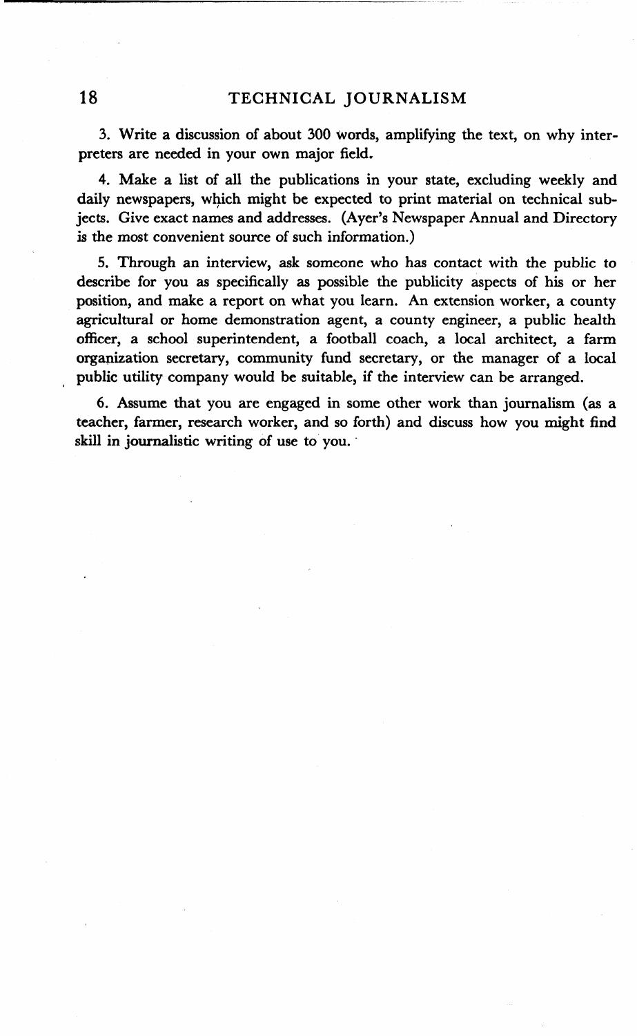3. Write a discussion of about 300 words, amplifying the text, on why interpreters are needed in your own major field.

4. Make a list of all the publications in your state, excluding weekly and daily newspapers, which might be expected to print material on technical subjects. Give exact names and addresses. (Ayer's Newspaper Annual and Directory is the most convenient source of such information.)

5. Through an interview, ask someone who has contact with the public to describe for you as specifically as possible the publicity aspects of his or her position, and make a report on what you learn. An extension worker, a county agricultural or home demonstration agent, a county engineer, a public health officer, a school superintendent, a football coach, a local architect, a farm organization secretary, community fund secretary, or the manager of a local public utility company would be suitable, if the interview can be arranged.

6. Assume that you are engaged in some other work than journalism (as a teacher, farmer, research worker, and so forth) and discuss how you might find skill in journalistic writing of use to you.